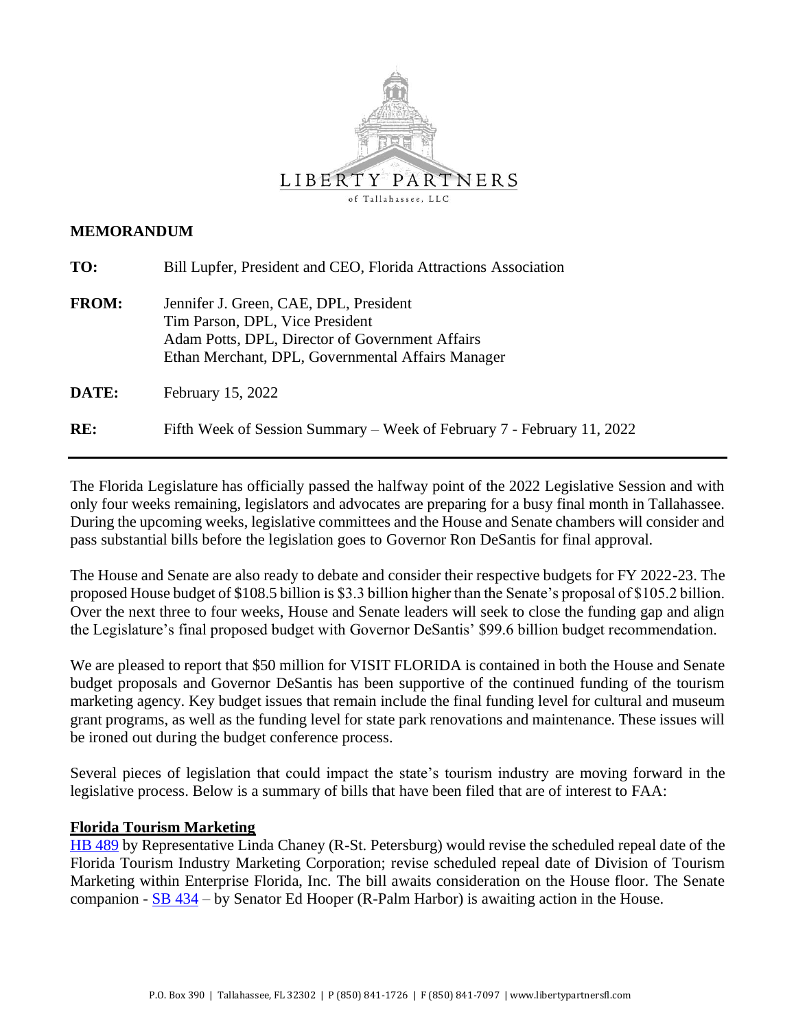LIBERTY PARTNERS

of Tallahassee, LLC

**MEMORANDUM**

**TO:** Bill Lupfer, President and CEO, Florida Attractions Association

**FROM:** Jennifer J. Green, CAE, DPL, President
Tim Parson, DPL, Vice President
Adam Potts, DPL, Director of Government Affairs
Ethan Merchant, DPL, Governmental Affairs Manager

**DATE:** February 15, 2022

**RE:** Fifth Week of Session Summary – Week of February 7 - February 11, 2022

---

The Florida Legislature has officially passed the halfway point of the 2022 Legislative Session and with only four weeks remaining, legislators and advocates are preparing for a busy final month in Tallahassee. During the upcoming weeks, legislative committees and the House and Senate chambers will consider and pass substantial bills before the legislation goes to Governor Ron DeSantis for final approval.

The House and Senate are also ready to debate and consider their respective budgets for FY 2022-23. The proposed House budget of $108.5 billion is $3.3 billion higher than the Senate's proposal of $105.2 billion. Over the next three to four weeks, House and Senate leaders will seek to close the funding gap and align the Legislature's final proposed budget with Governor DeSantis' $99.6 billion budget recommendation.

We are pleased to report that $50 million for VISIT FLORIDA is contained in both the House and Senate budget proposals and Governor DeSantis has been supportive of the continued funding of the tourism marketing agency. Key budget issues that remain include the final funding level for cultural and museum grant programs, as well as the funding level for state park renovations and maintenance. These issues will be ironed out during the budget conference process.

Several pieces of legislation that could impact the state's tourism industry are moving forward in the legislative process. Below is a summary of bills that have been filed that are of interest to FAA:

**Florida Tourism Marketing**

HB 489 by Representative Linda Chaney (R-St. Petersburg) would revise the scheduled repeal date of the Florida Tourism Industry Marketing Corporation; revise scheduled repeal date of Division of Tourism Marketing within Enterprise Florida, Inc. The bill awaits consideration on the House floor. The Senate companion - SB 434 – by Senator Ed Hooper (R-Palm Harbor) is awaiting action in the House.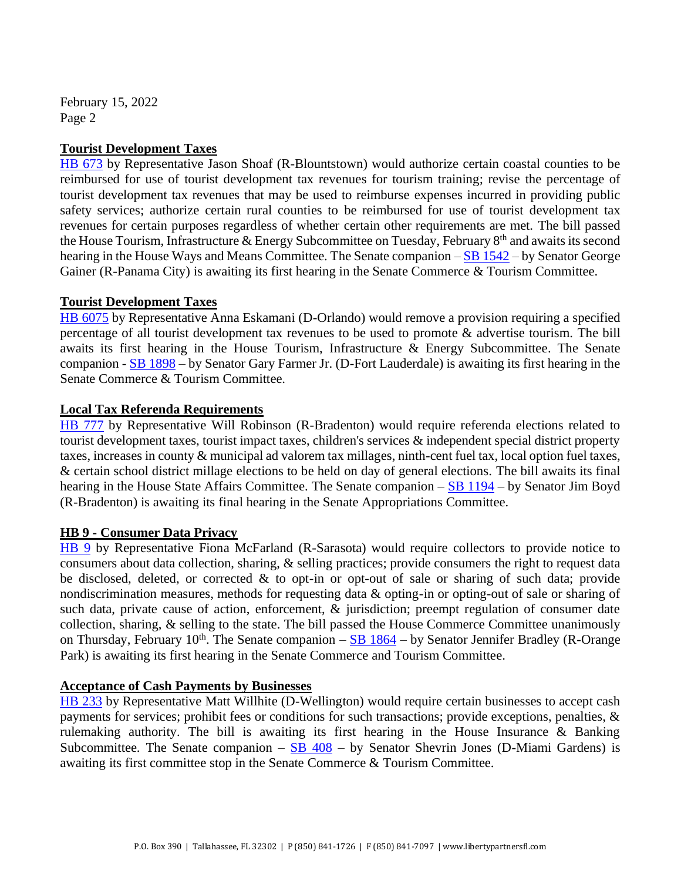### Tourist Development Taxes

HB 673 by Representative Jason Shoaf (R-Blountstown) would authorize certain coastal counties to be reimbursed for use of tourist development tax revenues for tourism training; revise the percentage of tourist development tax revenues that may be used to reimburse expenses incurred in providing public safety services; authorize certain rural counties to be reimbursed for use of tourist development tax revenues for certain purposes regardless of whether certain other requirements are met. The bill passed the House Tourism, Infrastructure & Energy Subcommittee on Tuesday, February 8th and awaits its second hearing in the House Ways and Means Committee. The Senate companion – SB 1542 – by Senator George Gainer (R-Panama City) is awaiting its first hearing in the Senate Commerce & Tourism Committee.

### Tourist Development Taxes

HB 6075 by Representative Anna Eskamani (D-Orlando) would remove a provision requiring a specified percentage of all tourist development tax revenues to be used to promote & advertise tourism. The bill awaits its first hearing in the House Tourism, Infrastructure & Energy Subcommittee. The Senate companion - SB 1898 – by Senator Gary Farmer Jr. (D-Fort Lauderdale) is awaiting its first hearing in the Senate Commerce & Tourism Committee.

### Local Tax Referenda Requirements

HB 777 by Representative Will Robinson (R-Bradenton) would require referenda elections related to tourist development taxes, tourist impact taxes, children's services & independent special district property taxes, increases in county & municipal ad valorem tax millages, ninth-cent fuel tax, local option fuel taxes, & certain school district millage elections to be held on day of general elections. The bill awaits its final hearing in the House State Affairs Committee. The Senate companion – SB 1194 – by Senator Jim Boyd (R-Bradenton) is awaiting its final hearing in the Senate Appropriations Committee.

### HB 9 - Consumer Data Privacy

HB 9 by Representative Fiona McFarland (R-Sarasota) would require collectors to provide notice to consumers about data collection, sharing, & selling practices; provide consumers the right to request data be disclosed, deleted, or corrected & to opt-in or opt-out of sale or sharing of such data; provide nondiscrimination measures, methods for requesting data & opting-in or opting-out of sale or sharing of such data, private cause of action, enforcement, & jurisdiction; preempt regulation of consumer date collection, sharing, & selling to the state. The bill passed the House Commerce Committee unanimously on Thursday, February 10th. The Senate companion – SB 1864 – by Senator Jennifer Bradley (R-Orange Park) is awaiting its first hearing in the Senate Commerce and Tourism Committee.

### Acceptance of Cash Payments by Businesses

HB 233 by Representative Matt Willhite (D-Wellington) would require certain businesses to accept cash payments for services; prohibit fees or conditions for such transactions; provide exceptions, penalties, & rulemaking authority. The bill is awaiting its first hearing in the House Insurance & Banking Subcommittee. The Senate companion – SB 408 – by Senator Shevrin Jones (D-Miami Gardens) is awaiting its first committee stop in the Senate Commerce & Tourism Committee.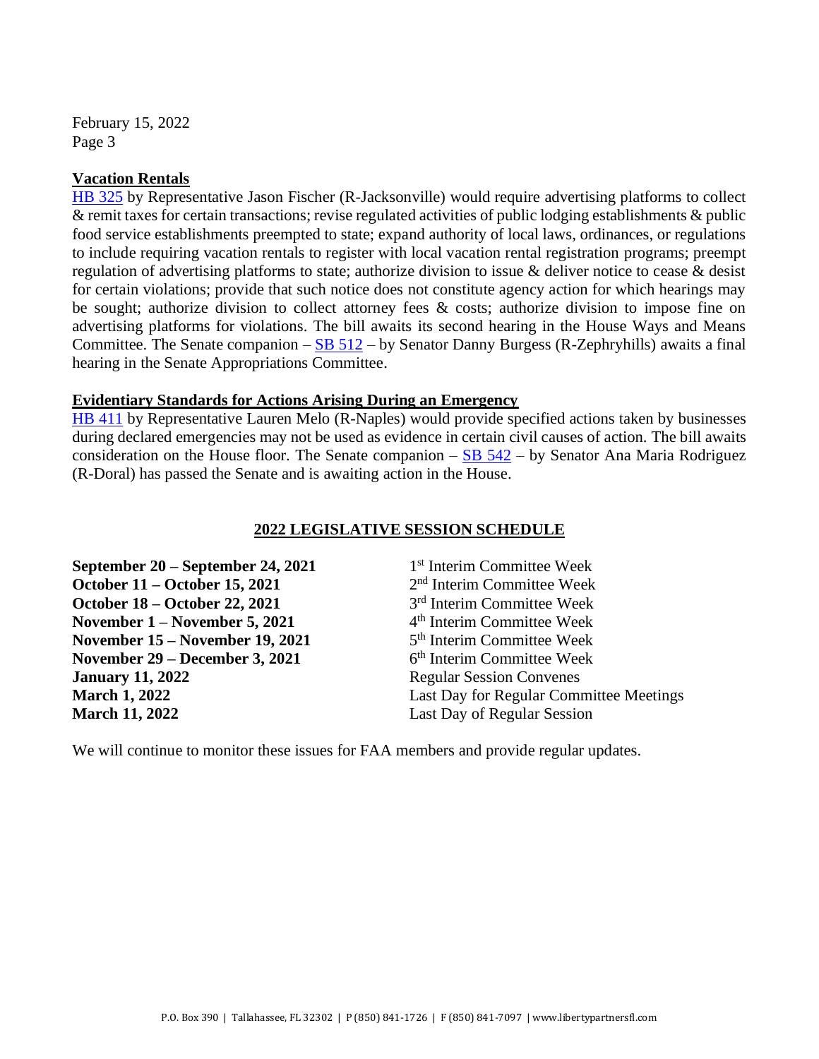February 15, 2022
Page 3

**Vacation Rentals**

HB 325 by Representative Jason Fischer (R-Jacksonville) would require advertising platforms to collect & remit taxes for certain transactions; revise regulated activities of public lodging establishments & public food service establishments preempted to state; expand authority of local laws, ordinances, or regulations to include requiring vacation rentals to register with local vacation rental registration programs; preempt regulation of advertising platforms to state; authorize division to issue & deliver notice to cease & desist for certain violations; provide that such notice does not constitute agency action for which hearings may be sought; authorize division to collect attorney fees & costs; authorize division to impose fine on advertising platforms for violations. The bill awaits its second hearing in the House Ways and Means Committee. The Senate companion – SB 512 – by Senator Danny Burgess (R-Zephryhills) awaits a final hearing in the Senate Appropriations Committee.

**Evidentiary Standards for Actions Arising During an Emergency**

HB 411 by Representative Lauren Melo (R-Naples) would provide specified actions taken by businesses during declared emergencies may not be used as evidence in certain civil causes of action. The bill awaits consideration on the House floor. The Senate companion – SB 542 – by Senator Ana Maria Rodriguez (R-Doral) has passed the Senate and is awaiting action in the House.

## 2022 LEGISLATIVE SESSION SCHEDULE

| | |
|---|---|
| **September 20 – September 24, 2021** | 1st Interim Committee Week |
| **October 11 – October 15, 2021** | 2nd Interim Committee Week |
| **October 18 – October 22, 2021** | 3rd Interim Committee Week |
| **November 1 – November 5, 2021** | 4th Interim Committee Week |
| **November 15 – November 19, 2021** | 5th Interim Committee Week |
| **November 29 – December 3, 2021** | 6th Interim Committee Week |
| **January 11, 2022** | Regular Session Convenes |
| **March 1, 2022** | Last Day for Regular Committee Meetings |
| **March 11, 2022** | Last Day of Regular Session |

We will continue to monitor these issues for FAA members and provide regular updates.